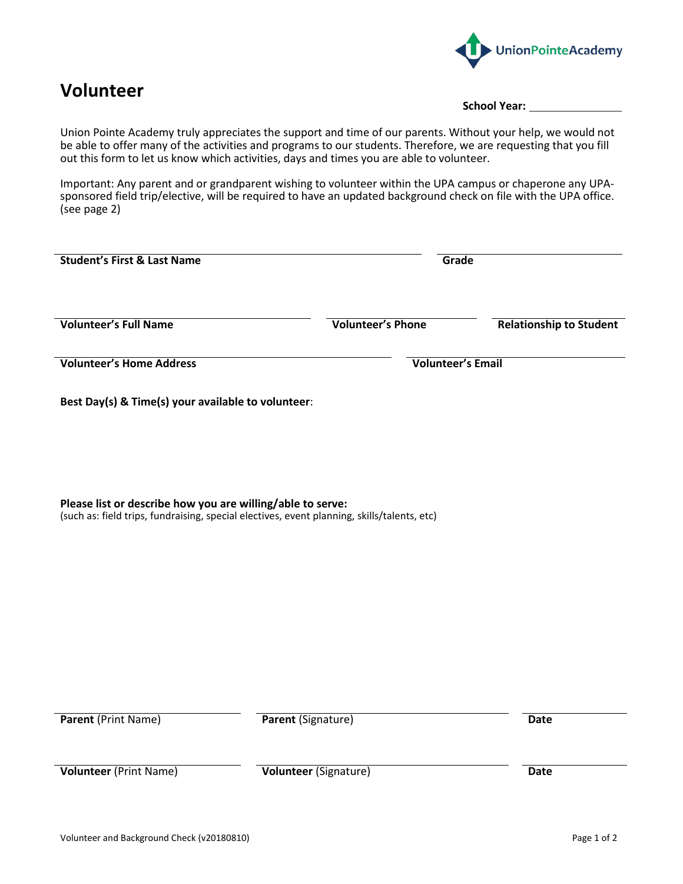UnionPointeAcademy

# Volunteer

**School Year:** _______________

Union Pointe Academy truly appreciates the support and time of our parents. Without your help, we would not be able to offer many of the activities and programs to our students. Therefore, we are requesting that you fill out this form to let us know which activities, days and times you are able to volunteer.

Important: Any parent and or grandparent wishing to volunteer within the UPA campus or chaperone any UPA-sponsored field trip/elective, will be required to have an updated background check on file with the UPA office. (see page 2)

**Student's First & Last Name** _______________ **Grade** _______________

**Volunteer's Full Name** _______________ **Volunteer's Phone** _______________ **Relationship to Student** _______________

**Volunteer's Home Address** _______________ **Volunteer's Email** _______________

**Best Day(s) & Time(s) your available to volunteer**:

**Please list or describe how you are willing/able to serve:**
(such as: field trips, fundraising, special electives, event planning, skills/talents, etc)

**Parent** (Print Name) _______________ **Parent** (Signature) _______________ **Date** _______________

**Volunteer** (Print Name) _______________ **Volunteer** (Signature) _______________ **Date** _______________

Volunteer and Background Check (v20180810)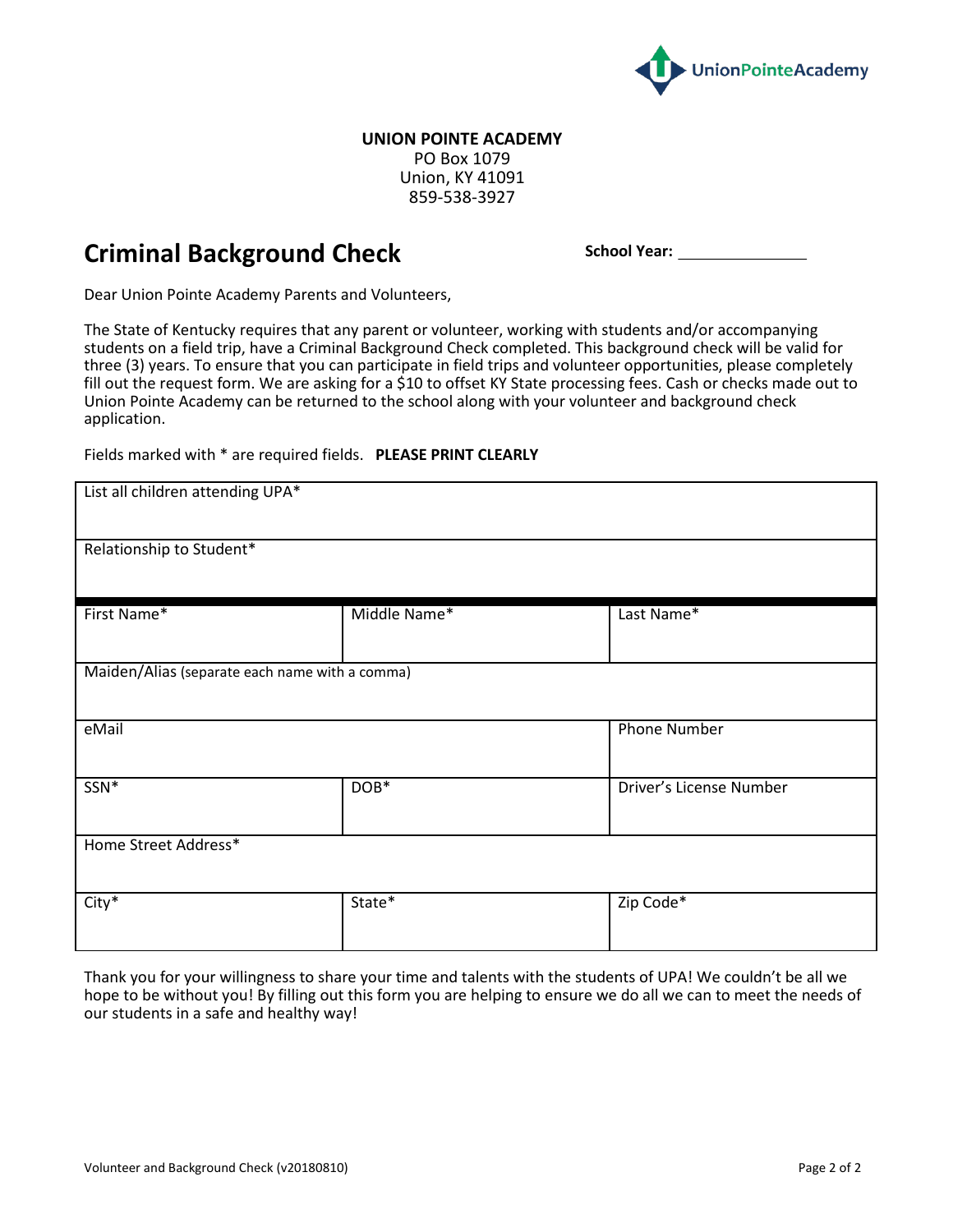UnionPointeAcademy

**UNION POINTE ACADEMY**
PO Box 1079
Union, KY 41091
859-538-3927

# Criminal Background Check

**School Year:** _______________

Dear Union Pointe Academy Parents and Volunteers,

The State of Kentucky requires that any parent or volunteer, working with students and/or accompanying students on a field trip, have a Criminal Background Check completed. This background check will be valid for three (3) years. To ensure that you can participate in field trips and volunteer opportunities, please completely fill out the request form. We are asking for a $10 to offset KY State processing fees. Cash or checks made out to Union Pointe Academy can be returned to the school along with your volunteer and background check application.

Fields marked with * are required fields. **PLEASE PRINT CLEARLY**

| | | |
|---|---|---|
| List all children attending UPA* | | |
| Relationship to Student* | | |
| First Name* | Middle Name* | Last Name* |
| Maiden/Alias (separate each name with a comma) | | |
| eMail | | Phone Number |
| SSN* | DOB* | Driver's License Number |
| Home Street Address* | | |
| City* | State* | Zip Code* |

Thank you for your willingness to share your time and talents with the students of UPA! We couldn't be all we hope to be without you! By filling out this form you are helping to ensure we do all we can to meet the needs of our students in a safe and healthy way!

Volunteer and Background Check (v20180810)